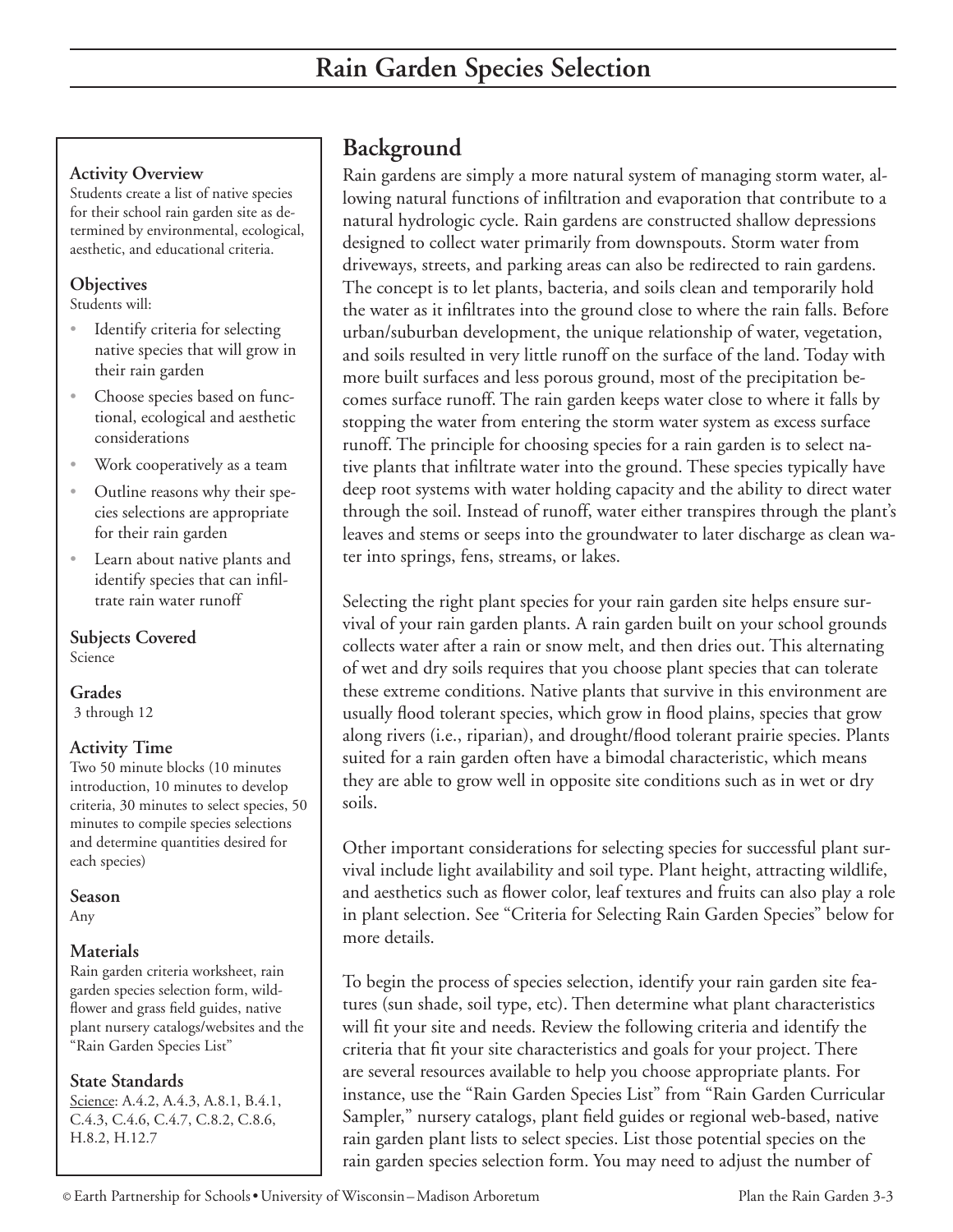# Rain Garden Species Selection

**Activity Overview**

Students create a list of native species for their school rain garden site as determined by environmental, ecological, aesthetic, and educational criteria.

**Objectives**

Students will:

- Identify criteria for selecting native species that will grow in their rain garden
- Choose species based on functional, ecological and aesthetic considerations
- Work cooperatively as a team
- Outline reasons why their species selections are appropriate for their rain garden
- Learn about native plants and identify species that can infiltrate rain water runoff

**Subjects Covered**

Science

**Grades**

3 through 12

**Activity Time**

Two 50 minute blocks (10 minutes introduction, 10 minutes to develop criteria, 30 minutes to select species, 50 minutes to compile species selections and determine quantities desired for each species)

**Season**

Any

**Materials**

Rain garden criteria worksheet, rain garden species selection form, wildflower and grass field guides, native plant nursery catalogs/websites and the "Rain Garden Species List"

**State Standards**

Science: A.4.2, A.4.3, A.8.1, B.4.1, C.4.3, C.4.6, C.4.7, C.8.2, C.8.6, H.8.2, H.12.7

## Background

Rain gardens are simply a more natural system of managing storm water, allowing natural functions of infiltration and evaporation that contribute to a natural hydrologic cycle. Rain gardens are constructed shallow depressions designed to collect water primarily from downspouts. Storm water from driveways, streets, and parking areas can also be redirected to rain gardens. The concept is to let plants, bacteria, and soils clean and temporarily hold the water as it infiltrates into the ground close to where the rain falls. Before urban/suburban development, the unique relationship of water, vegetation, and soils resulted in very little runoff on the surface of the land. Today with more built surfaces and less porous ground, most of the precipitation becomes surface runoff. The rain garden keeps water close to where it falls by stopping the water from entering the storm water system as excess surface runoff. The principle for choosing species for a rain garden is to select native plants that infiltrate water into the ground. These species typically have deep root systems with water holding capacity and the ability to direct water through the soil. Instead of runoff, water either transpires through the plant's leaves and stems or seeps into the groundwater to later discharge as clean water into springs, fens, streams, or lakes.

Selecting the right plant species for your rain garden site helps ensure survival of your rain garden plants. A rain garden built on your school grounds collects water after a rain or snow melt, and then dries out. This alternating of wet and dry soils requires that you choose plant species that can tolerate these extreme conditions. Native plants that survive in this environment are usually flood tolerant species, which grow in flood plains, species that grow along rivers (i.e., riparian), and drought/flood tolerant prairie species. Plants suited for a rain garden often have a bimodal characteristic, which means they are able to grow well in opposite site conditions such as in wet or dry soils.

Other important considerations for selecting species for successful plant survival include light availability and soil type. Plant height, attracting wildlife, and aesthetics such as flower color, leaf textures and fruits can also play a role in plant selection. See "Criteria for Selecting Rain Garden Species" below for more details.

To begin the process of species selection, identify your rain garden site features (sun shade, soil type, etc). Then determine what plant characteristics will fit your site and needs. Review the following criteria and identify the criteria that fit your site characteristics and goals for your project. There are several resources available to help you choose appropriate plants. For instance, use the "Rain Garden Species List" from "Rain Garden Curricular Sampler," nursery catalogs, plant field guides or regional web-based, native rain garden plant lists to select species. List those potential species on the rain garden species selection form. You may need to adjust the number of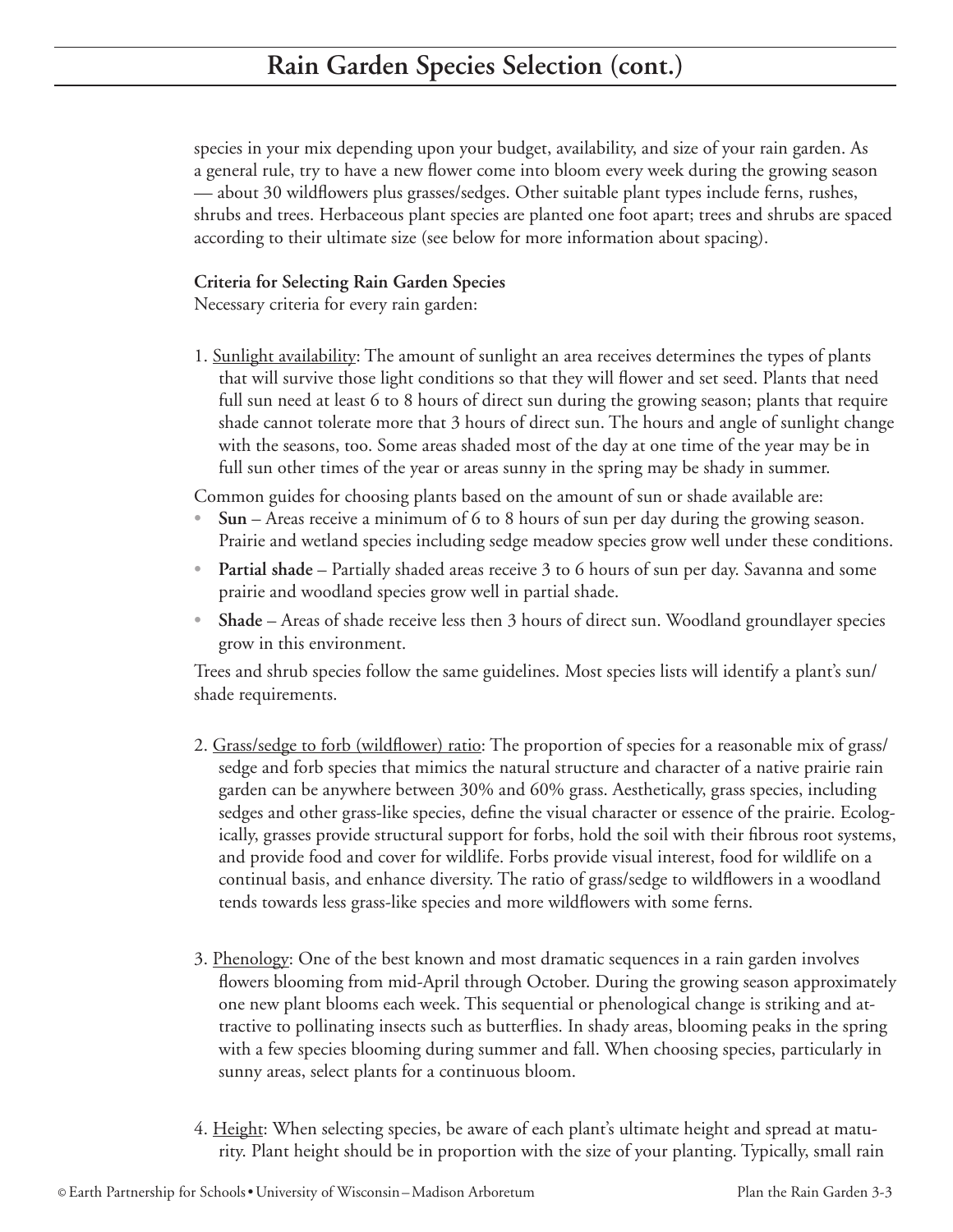## Rain Garden Species Selection (cont.)

species in your mix depending upon your budget, availability, and size of your rain garden. As a general rule, try to have a new flower come into bloom every week during the growing season — about 30 wildflowers plus grasses/sedges. Other suitable plant types include ferns, rushes, shrubs and trees. Herbaceous plant species are planted one foot apart; trees and shrubs are spaced according to their ultimate size (see below for more information about spacing).

**Criteria for Selecting Rain Garden Species**

Necessary criteria for every rain garden:

1. Sunlight availability: The amount of sunlight an area receives determines the types of plants that will survive those light conditions so that they will flower and set seed. Plants that need full sun need at least 6 to 8 hours of direct sun during the growing season; plants that require shade cannot tolerate more that 3 hours of direct sun. The hours and angle of sunlight change with the seasons, too. Some areas shaded most of the day at one time of the year may be in full sun other times of the year or areas sunny in the spring may be shady in summer.

Common guides for choosing plants based on the amount of sun or shade available are:

- **Sun** – Areas receive a minimum of 6 to 8 hours of sun per day during the growing season. Prairie and wetland species including sedge meadow species grow well under these conditions.
- **Partial shade** – Partially shaded areas receive 3 to 6 hours of sun per day. Savanna and some prairie and woodland species grow well in partial shade.
- **Shade** – Areas of shade receive less then 3 hours of direct sun. Woodland groundlayer species grow in this environment.

Trees and shrub species follow the same guidelines. Most species lists will identify a plant's sun/shade requirements.

2. Grass/sedge to forb (wildflower) ratio: The proportion of species for a reasonable mix of grass/sedge and forb species that mimics the natural structure and character of a native prairie rain garden can be anywhere between 30% and 60% grass. Aesthetically, grass species, including sedges and other grass-like species, define the visual character or essence of the prairie. Ecologically, grasses provide structural support for forbs, hold the soil with their fibrous root systems, and provide food and cover for wildlife. Forbs provide visual interest, food for wildlife on a continual basis, and enhance diversity. The ratio of grass/sedge to wildflowers in a woodland tends towards less grass-like species and more wildflowers with some ferns.

3. Phenology: One of the best known and most dramatic sequences in a rain garden involves flowers blooming from mid-April through October. During the growing season approximately one new plant blooms each week. This sequential or phenological change is striking and attractive to pollinating insects such as butterflies. In shady areas, blooming peaks in the spring with a few species blooming during summer and fall. When choosing species, particularly in sunny areas, select plants for a continuous bloom.

4. Height: When selecting species, be aware of each plant's ultimate height and spread at maturity. Plant height should be in proportion with the size of your planting. Typically, small rain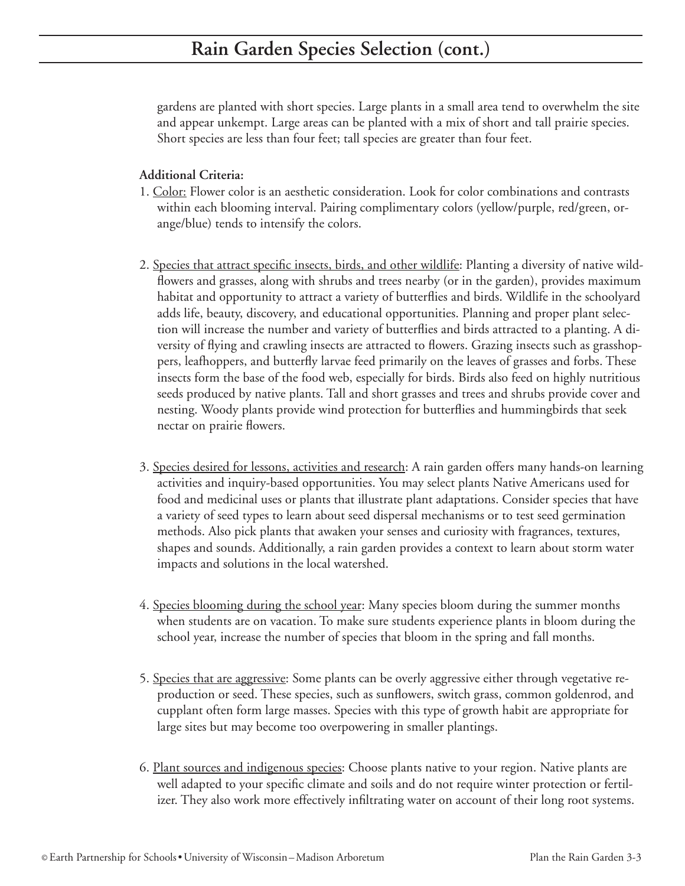# Rain Garden Species Selection (cont.)

gardens are planted with short species. Large plants in a small area tend to overwhelm the site and appear unkempt. Large areas can be planted with a mix of short and tall prairie species. Short species are less than four feet; tall species are greater than four feet.

**Additional Criteria:**

1. Color: Flower color is an aesthetic consideration. Look for color combinations and contrasts within each blooming interval. Pairing complimentary colors (yellow/purple, red/green, orange/blue) tends to intensify the colors.

2. Species that attract specific insects, birds, and other wildlife: Planting a diversity of native wildflowers and grasses, along with shrubs and trees nearby (or in the garden), provides maximum habitat and opportunity to attract a variety of butterflies and birds. Wildlife in the schoolyard adds life, beauty, discovery, and educational opportunities. Planning and proper plant selection will increase the number and variety of butterflies and birds attracted to a planting. A diversity of flying and crawling insects are attracted to flowers. Grazing insects such as grasshoppers, leafhoppers, and butterfly larvae feed primarily on the leaves of grasses and forbs. These insects form the base of the food web, especially for birds. Birds also feed on highly nutritious seeds produced by native plants. Tall and short grasses and trees and shrubs provide cover and nesting. Woody plants provide wind protection for butterflies and hummingbirds that seek nectar on prairie flowers.

3. Species desired for lessons, activities and research: A rain garden offers many hands-on learning activities and inquiry-based opportunities. You may select plants Native Americans used for food and medicinal uses or plants that illustrate plant adaptations. Consider species that have a variety of seed types to learn about seed dispersal mechanisms or to test seed germination methods. Also pick plants that awaken your senses and curiosity with fragrances, textures, shapes and sounds. Additionally, a rain garden provides a context to learn about storm water impacts and solutions in the local watershed.

4. Species blooming during the school year: Many species bloom during the summer months when students are on vacation. To make sure students experience plants in bloom during the school year, increase the number of species that bloom in the spring and fall months.

5. Species that are aggressive: Some plants can be overly aggressive either through vegetative reproduction or seed. These species, such as sunflowers, switch grass, common goldenrod, and cupplant often form large masses. Species with this type of growth habit are appropriate for large sites but may become too overpowering in smaller plantings.

6. Plant sources and indigenous species: Choose plants native to your region. Native plants are well adapted to your specific climate and soils and do not require winter protection or fertilizer. They also work more effectively infiltrating water on account of their long root systems.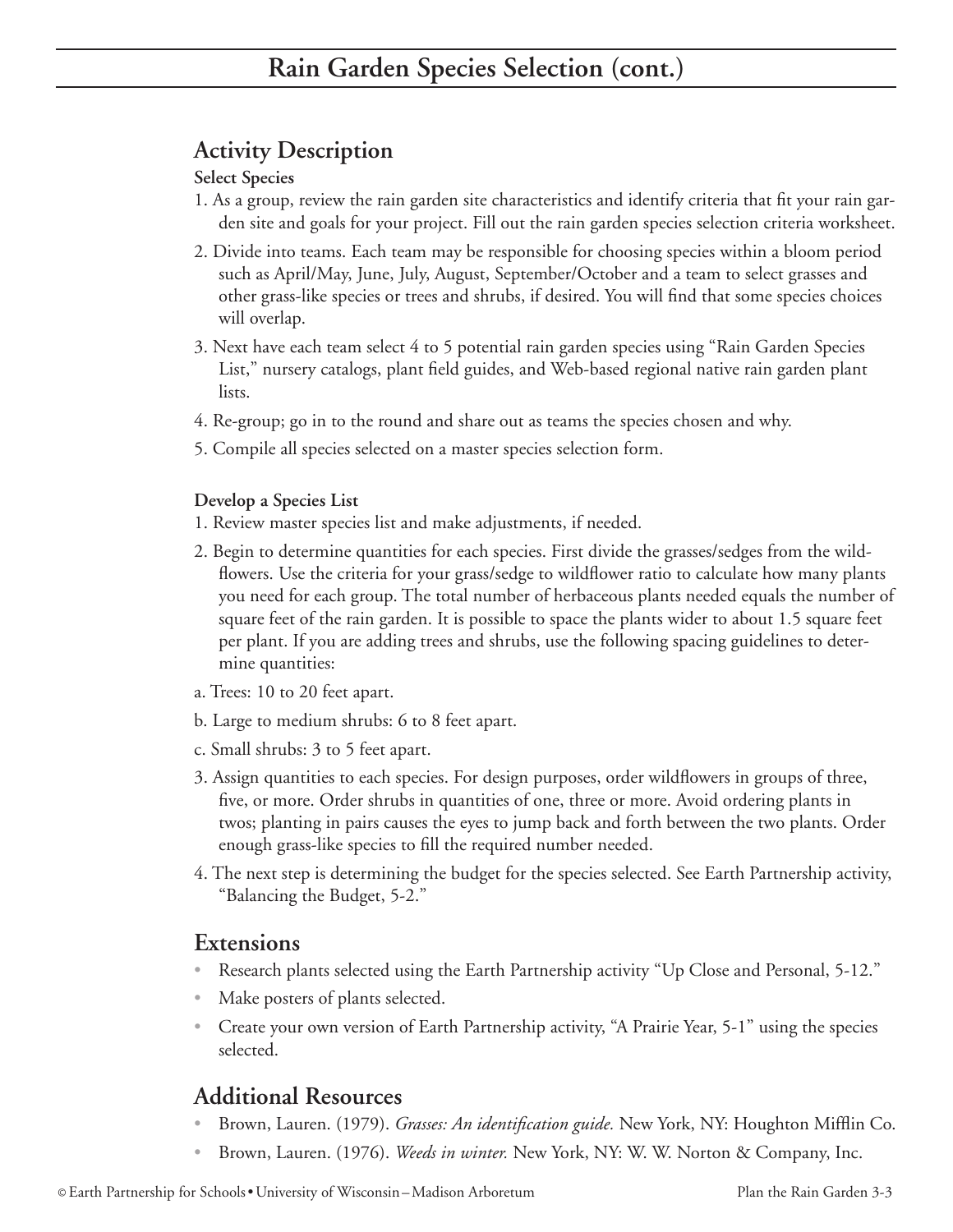# Rain Garden Species Selection (cont.)

## Activity Description

**Select Species**

1. As a group, review the rain garden site characteristics and identify criteria that fit your rain garden site and goals for your project. Fill out the rain garden species selection criteria worksheet.
2. Divide into teams. Each team may be responsible for choosing species within a bloom period such as April/May, June, July, August, September/October and a team to select grasses and other grass-like species or trees and shrubs, if desired. You will find that some species choices will overlap.
3. Next have each team select 4 to 5 potential rain garden species using "Rain Garden Species List," nursery catalogs, plant field guides, and Web-based regional native rain garden plant lists.
4. Re-group; go in to the round and share out as teams the species chosen and why.
5. Compile all species selected on a master species selection form.

**Develop a Species List**

1. Review master species list and make adjustments, if needed.
2. Begin to determine quantities for each species. First divide the grasses/sedges from the wildflowers. Use the criteria for your grass/sedge to wildflower ratio to calculate how many plants you need for each group. The total number of herbaceous plants needed equals the number of square feet of the rain garden. It is possible to space the plants wider to about 1.5 square feet per plant. If you are adding trees and shrubs, use the following spacing guidelines to determine quantities:

a. Trees: 10 to 20 feet apart.

b. Large to medium shrubs: 6 to 8 feet apart.

c. Small shrubs: 3 to 5 feet apart.

3. Assign quantities to each species. For design purposes, order wildflowers in groups of three, five, or more. Order shrubs in quantities of one, three or more. Avoid ordering plants in twos; planting in pairs causes the eyes to jump back and forth between the two plants. Order enough grass-like species to fill the required number needed.
4. The next step is determining the budget for the species selected. See Earth Partnership activity, "Balancing the Budget, 5-2."

## Extensions

- Research plants selected using the Earth Partnership activity "Up Close and Personal, 5-12."
- Make posters of plants selected.
- Create your own version of Earth Partnership activity, "A Prairie Year, 5-1" using the species selected.

## Additional Resources

- Brown, Lauren. (1979). *Grasses: An identification guide.* New York, NY: Houghton Mifflin Co.
- Brown, Lauren. (1976). *Weeds in winter.* New York, NY: W. W. Norton & Company, Inc.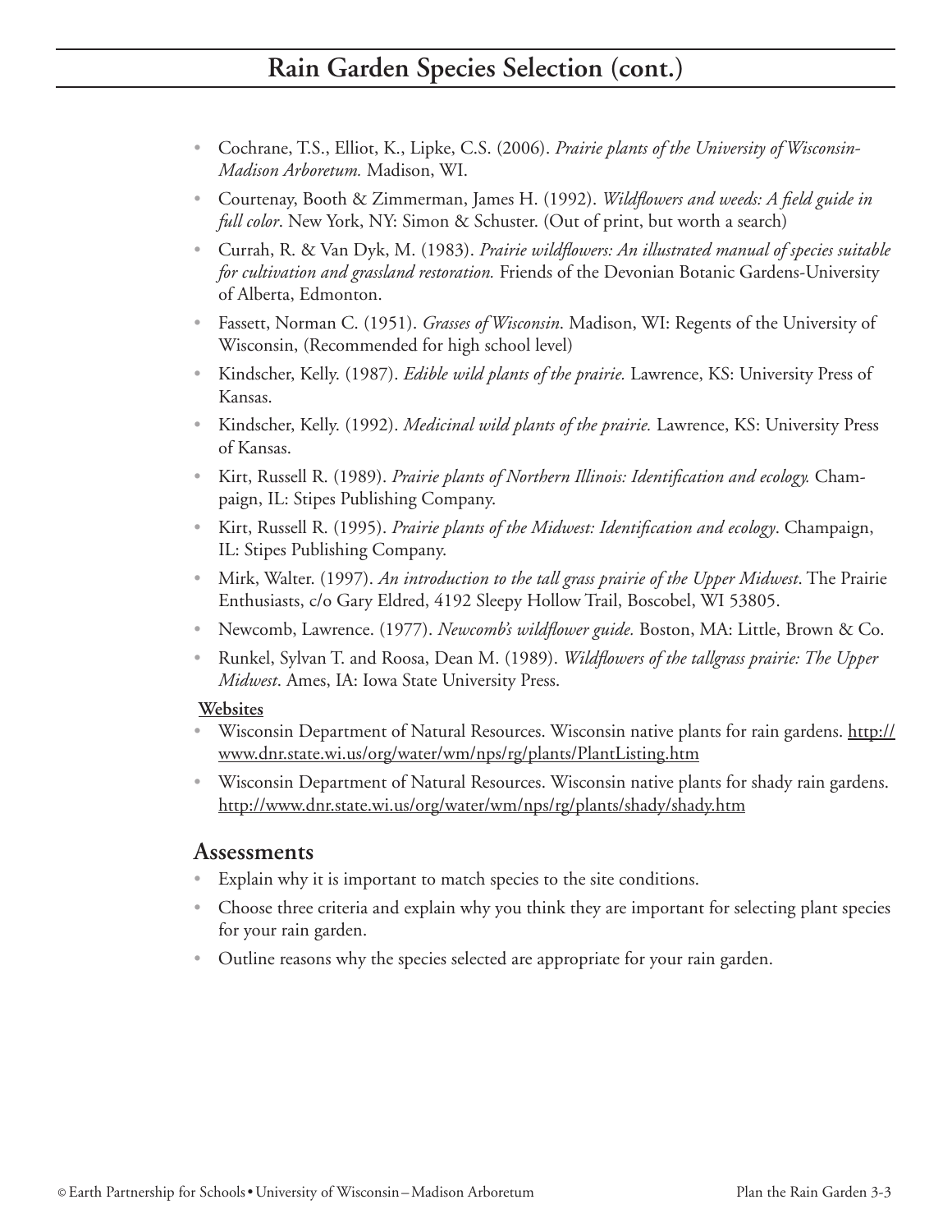# Rain Garden Species Selection (cont.)

- Cochrane, T.S., Elliot, K., Lipke, C.S. (2006). *Prairie plants of the University of Wisconsin-Madison Arboretum.* Madison, WI.
- Courtenay, Booth & Zimmerman, James H. (1992). *Wildflowers and weeds: A field guide in full color*. New York, NY: Simon & Schuster. (Out of print, but worth a search)
- Currah, R. & Van Dyk, M. (1983). *Prairie wildflowers: An illustrated manual of species suitable for cultivation and grassland restoration.* Friends of the Devonian Botanic Gardens-University of Alberta, Edmonton.
- Fassett, Norman C. (1951). *Grasses of Wisconsin*. Madison, WI: Regents of the University of Wisconsin, (Recommended for high school level)
- Kindscher, Kelly. (1987). *Edible wild plants of the prairie.* Lawrence, KS: University Press of Kansas.
- Kindscher, Kelly. (1992). *Medicinal wild plants of the prairie.* Lawrence, KS: University Press of Kansas.
- Kirt, Russell R. (1989). *Prairie plants of Northern Illinois: Identification and ecology.* Champaign, IL: Stipes Publishing Company.
- Kirt, Russell R. (1995). *Prairie plants of the Midwest: Identification and ecology*. Champaign, IL: Stipes Publishing Company.
- Mirk, Walter. (1997). *An introduction to the tall grass prairie of the Upper Midwest*. The Prairie Enthusiasts, c/o Gary Eldred, 4192 Sleepy Hollow Trail, Boscobel, WI 53805.
- Newcomb, Lawrence. (1977). *Newcomb's wildflower guide.* Boston, MA: Little, Brown & Co.
- Runkel, Sylvan T. and Roosa, Dean M. (1989). *Wildflowers of the tallgrass prairie: The Upper Midwest*. Ames, IA: Iowa State University Press.

**Websites**

- Wisconsin Department of Natural Resources. Wisconsin native plants for rain gardens. http://www.dnr.state.wi.us/org/water/wm/nps/rg/plants/PlantListing.htm
- Wisconsin Department of Natural Resources. Wisconsin native plants for shady rain gardens. http://www.dnr.state.wi.us/org/water/wm/nps/rg/plants/shady/shady.htm

## Assessments

- Explain why it is important to match species to the site conditions.
- Choose three criteria and explain why you think they are important for selecting plant species for your rain garden.
- Outline reasons why the species selected are appropriate for your rain garden.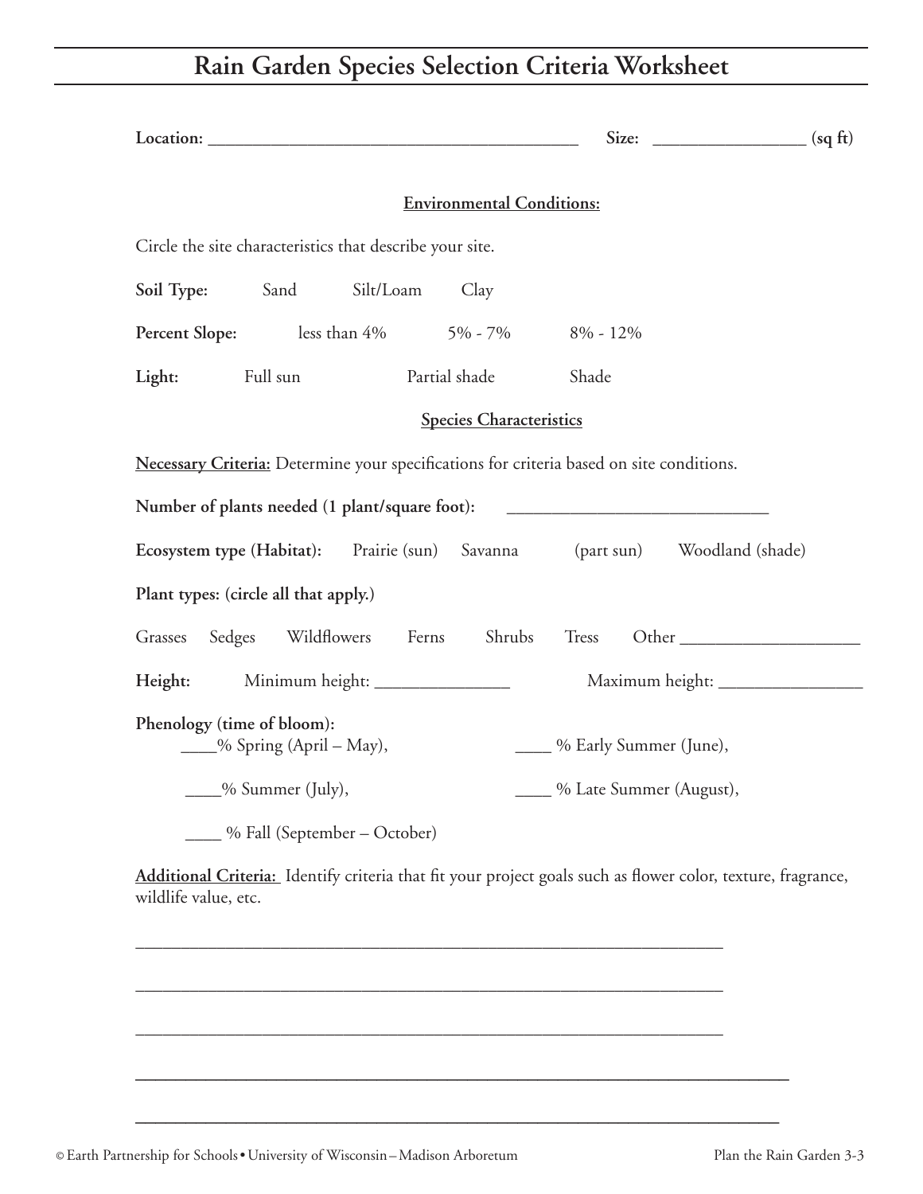# Rain Garden Species Selection Criteria Worksheet

**Location:** ____________________________________________ **Size:** _________________ **(sq ft)**

**Environmental Conditions:**

Circle the site characteristics that describe your site.

**Soil Type:** Sand Silt/Loam Clay

**Percent Slope:** less than 4% 5% - 7% 8% - 12%

**Light:** Full sun Partial shade Shade

**Species Characteristics**

**Necessary Criteria:** Determine your specifications for criteria based on site conditions.

**Number of plants needed (1 plant/square foot):** ______________________________

**Ecosystem type (Habitat):** Prairie (sun) Savanna (part sun) Woodland (shade)

**Plant types: (circle all that apply.)**

Grasses Sedges Wildflowers Ferns Shrubs Tress Other ____________________

**Height:** Minimum height: _______________ Maximum height: ________________

**Phenology (time of bloom):**

____% Spring (April – May), ____ % Early Summer (June),

____% Summer (July), ____ % Late Summer (August),

____ % Fall (September – October)

**Additional Criteria:** Identify criteria that fit your project goals such as flower color, texture, fragrance, wildlife value, etc.

____________________________________________________________________

____________________________________________________________________

____________________________________________________________________

____________________________________________________________________

____________________________________________________________________

© Earth Partnership for Schools • University of Wisconsin – Madison Arboretum